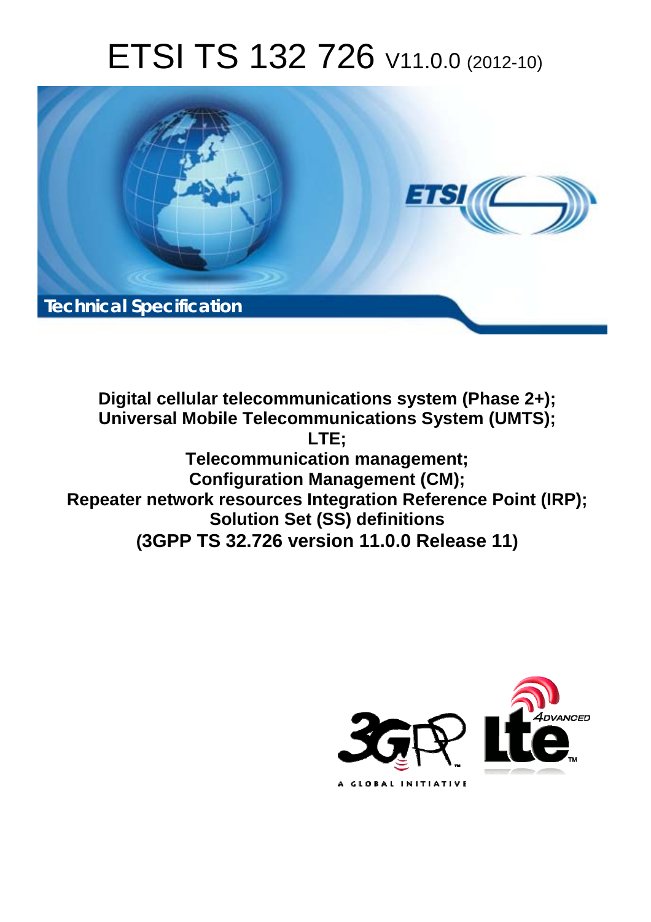# ETSI TS 132 726 V11.0.0 (2012-10)

Technical Specification

**Digital cellular telecommunications system (Phase 2+);**
**Universal Mobile Telecommunications System (UMTS);**
**LTE;**
**Telecommunication management;**
**Configuration Management (CM);**
**Repeater network resources Integration Reference Point (IRP);**
**Solution Set (SS) definitions**
**(3GPP TS 32.726 version 11.0.0 Release 11)**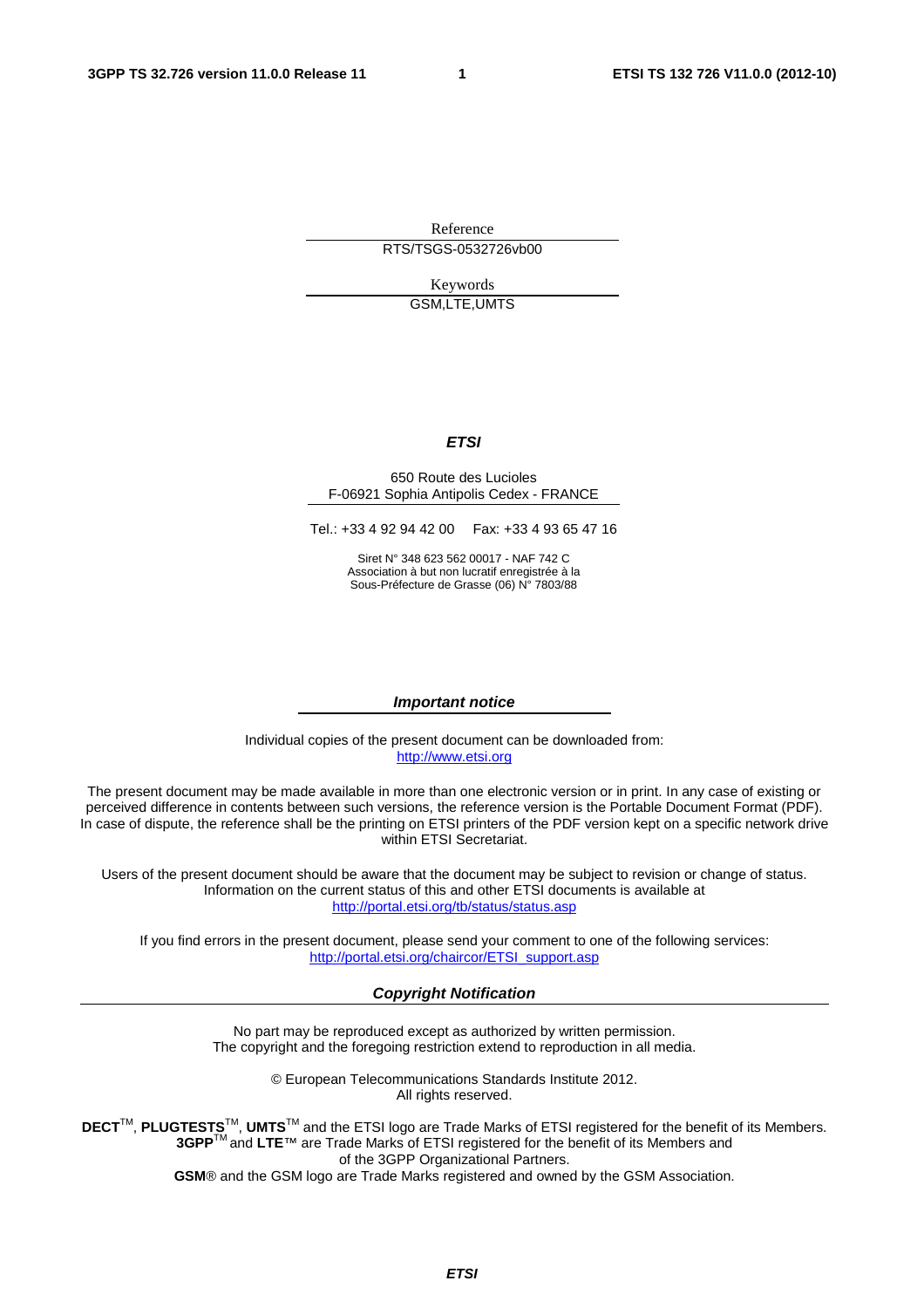Reference

RTS/TSGS-0532726vb00

Keywords

GSM,LTE,UMTS

***ETSI***

650 Route des Lucioles
F-06921 Sophia Antipolis Cedex - FRANCE

Tel.: +33 4 92 94 42 00 Fax: +33 4 93 65 47 16

Siret N° 348 623 562 00017 - NAF 742 C
Association à but non lucratif enregistrée à la
Sous-Préfecture de Grasse (06) N° 7803/88

***Important notice***

Individual copies of the present document can be downloaded from:
http://www.etsi.org

The present document may be made available in more than one electronic version or in print. In any case of existing or perceived difference in contents between such versions, the reference version is the Portable Document Format (PDF). In case of dispute, the reference shall be the printing on ETSI printers of the PDF version kept on a specific network drive within ETSI Secretariat.

Users of the present document should be aware that the document may be subject to revision or change of status. Information on the current status of this and other ETSI documents is available at
http://portal.etsi.org/tb/status/status.asp

If you find errors in the present document, please send your comment to one of the following services:
http://portal.etsi.org/chaircor/ETSI_support.asp

***Copyright Notification***

No part may be reproduced except as authorized by written permission.
The copyright and the foregoing restriction extend to reproduction in all media.

© European Telecommunications Standards Institute 2012.
All rights reserved.

**DECT**™, **PLUGTESTS**™, **UMTS**™ and the ETSI logo are Trade Marks of ETSI registered for the benefit of its Members.
**3GPP**™ and **LTE**™ are Trade Marks of ETSI registered for the benefit of its Members and
of the 3GPP Organizational Partners.
**GSM**® and the GSM logo are Trade Marks registered and owned by the GSM Association.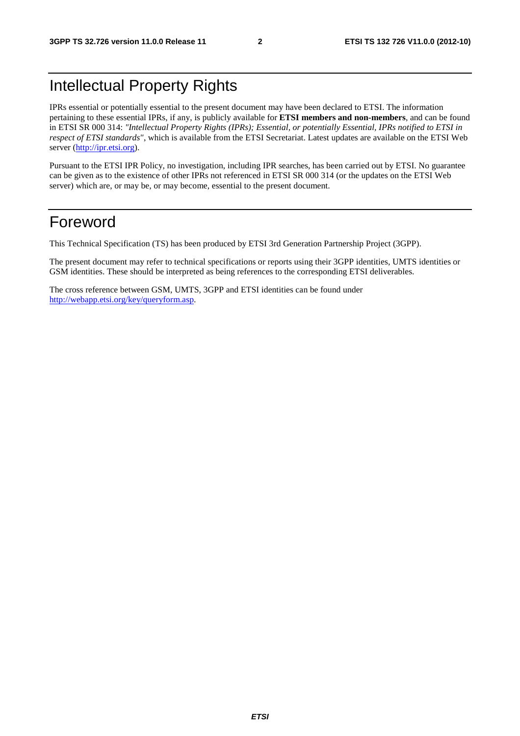# Intellectual Property Rights

IPRs essential or potentially essential to the present document may have been declared to ETSI. The information pertaining to these essential IPRs, if any, is publicly available for **ETSI members and non-members**, and can be found in ETSI SR 000 314: *"Intellectual Property Rights (IPRs); Essential, or potentially Essential, IPRs notified to ETSI in respect of ETSI standards"*, which is available from the ETSI Secretariat. Latest updates are available on the ETSI Web server (http://ipr.etsi.org).

Pursuant to the ETSI IPR Policy, no investigation, including IPR searches, has been carried out by ETSI. No guarantee can be given as to the existence of other IPRs not referenced in ETSI SR 000 314 (or the updates on the ETSI Web server) which are, or may be, or may become, essential to the present document.

# Foreword

This Technical Specification (TS) has been produced by ETSI 3rd Generation Partnership Project (3GPP).

The present document may refer to technical specifications or reports using their 3GPP identities, UMTS identities or GSM identities. These should be interpreted as being references to the corresponding ETSI deliverables.

The cross reference between GSM, UMTS, 3GPP and ETSI identities can be found under http://webapp.etsi.org/key/queryform.asp.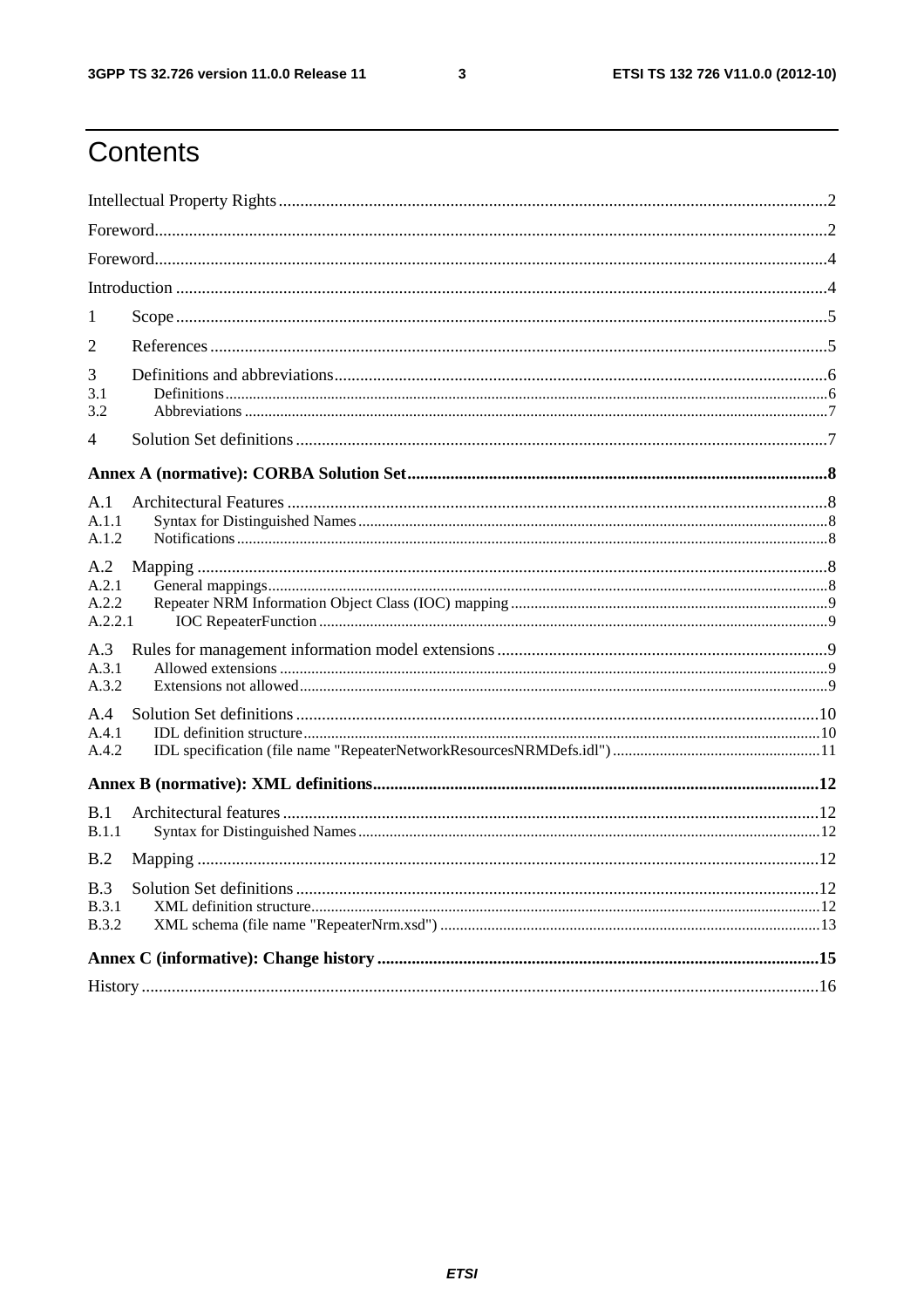# Contents

Intellectual Property Rights ..... 2

Foreword ..... 2

Foreword ..... 4

Introduction ..... 4

1 Scope ..... 5

2 References ..... 5

3 Definitions and abbreviations ..... 6
- 3.1 Definitions ..... 6
- 3.2 Abbreviations ..... 7

4 Solution Set definitions ..... 7

**Annex A (normative): CORBA Solution Set ..... 8**

A.1 Architectural Features ..... 8
- A.1.1 Syntax for Distinguished Names ..... 8
- A.1.2 Notifications ..... 8

A.2 Mapping ..... 8
- A.2.1 General mappings ..... 8
- A.2.2 Repeater NRM Information Object Class (IOC) mapping ..... 9
- A.2.2.1 IOC RepeaterFunction ..... 9

A.3 Rules for management information model extensions ..... 9
- A.3.1 Allowed extensions ..... 9
- A.3.2 Extensions not allowed ..... 9

A.4 Solution Set definitions ..... 10
- A.4.1 IDL definition structure ..... 10
- A.4.2 IDL specification (file name "RepeaterNetworkResourcesNRMDefs.idl") ..... 11

**Annex B (normative): XML definitions ..... 12**

B.1 Architectural features ..... 12
- B.1.1 Syntax for Distinguished Names ..... 12

B.2 Mapping ..... 12

B.3 Solution Set definitions ..... 12
- B.3.1 XML definition structure ..... 12
- B.3.2 XML schema (file name "RepeaterNrm.xsd") ..... 13

**Annex C (informative): Change history ..... 15**

History ..... 16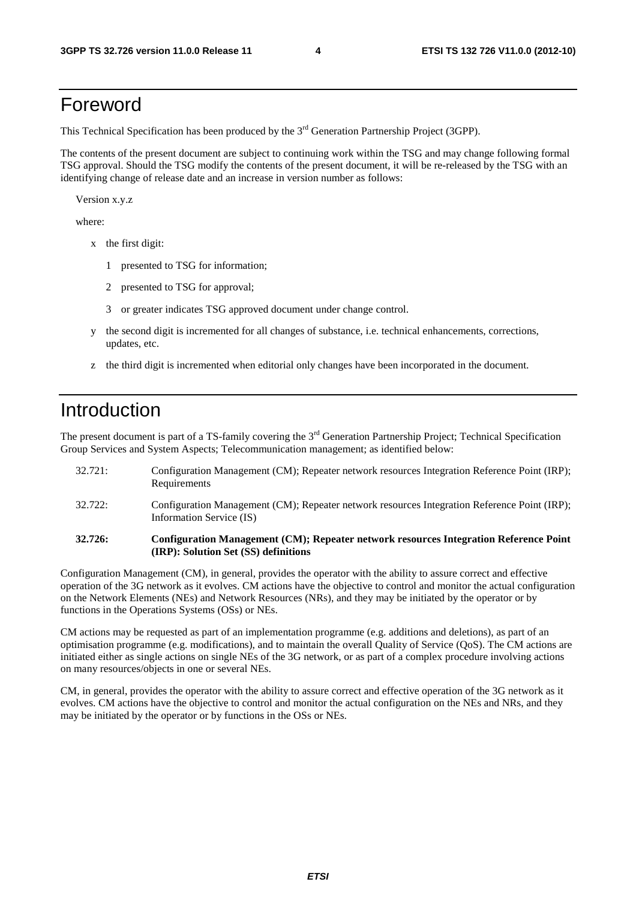# Foreword

This Technical Specification has been produced by the 3rd Generation Partnership Project (3GPP).

The contents of the present document are subject to continuing work within the TSG and may change following formal TSG approval. Should the TSG modify the contents of the present document, it will be re-released by the TSG with an identifying change of release date and an increase in version number as follows:

Version x.y.z

where:

- x the first digit:
  - 1 presented to TSG for information;
  - 2 presented to TSG for approval;
  - 3 or greater indicates TSG approved document under change control.
- y the second digit is incremented for all changes of substance, i.e. technical enhancements, corrections, updates, etc.
- z the third digit is incremented when editorial only changes have been incorporated in the document.

# Introduction

The present document is part of a TS-family covering the 3rd Generation Partnership Project; Technical Specification Group Services and System Aspects; Telecommunication management; as identified below:

32.721: Configuration Management (CM); Repeater network resources Integration Reference Point (IRP); Requirements

32.722: Configuration Management (CM); Repeater network resources Integration Reference Point (IRP); Information Service (IS)

**32.726: Configuration Management (CM); Repeater network resources Integration Reference Point (IRP): Solution Set (SS) definitions**

Configuration Management (CM), in general, provides the operator with the ability to assure correct and effective operation of the 3G network as it evolves. CM actions have the objective to control and monitor the actual configuration on the Network Elements (NEs) and Network Resources (NRs), and they may be initiated by the operator or by functions in the Operations Systems (OSs) or NEs.

CM actions may be requested as part of an implementation programme (e.g. additions and deletions), as part of an optimisation programme (e.g. modifications), and to maintain the overall Quality of Service (QoS). The CM actions are initiated either as single actions on single NEs of the 3G network, or as part of a complex procedure involving actions on many resources/objects in one or several NEs.

CM, in general, provides the operator with the ability to assure correct and effective operation of the 3G network as it evolves. CM actions have the objective to control and monitor the actual configuration on the NEs and NRs, and they may be initiated by the operator or by functions in the OSs or NEs.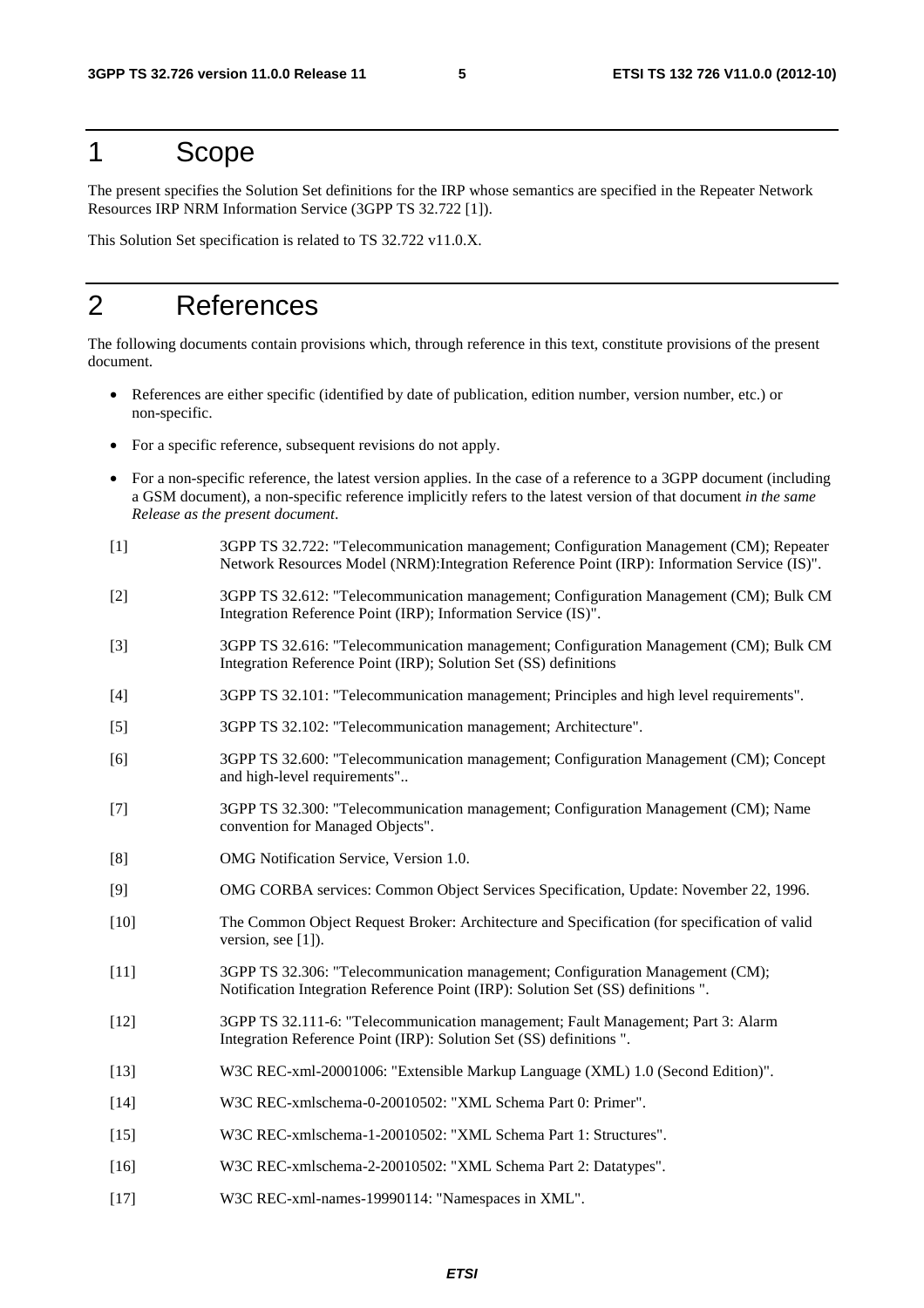# 1 Scope

The present specifies the Solution Set definitions for the IRP whose semantics are specified in the Repeater Network Resources IRP NRM Information Service (3GPP TS 32.722 [1]).

This Solution Set specification is related to TS 32.722 v11.0.X.

# 2 References

The following documents contain provisions which, through reference in this text, constitute provisions of the present document.

- References are either specific (identified by date of publication, edition number, version number, etc.) or non-specific.
- For a specific reference, subsequent revisions do not apply.
- For a non-specific reference, the latest version applies. In the case of a reference to a 3GPP document (including a GSM document), a non-specific reference implicitly refers to the latest version of that document *in the same Release as the present document*.

[1] 3GPP TS 32.722: "Telecommunication management; Configuration Management (CM); Repeater Network Resources Model (NRM):Integration Reference Point (IRP): Information Service (IS)".

[2] 3GPP TS 32.612: "Telecommunication management; Configuration Management (CM); Bulk CM Integration Reference Point (IRP); Information Service (IS)".

[3] 3GPP TS 32.616: "Telecommunication management; Configuration Management (CM); Bulk CM Integration Reference Point (IRP); Solution Set (SS) definitions

[4] 3GPP TS 32.101: "Telecommunication management; Principles and high level requirements".

[5] 3GPP TS 32.102: "Telecommunication management; Architecture".

[6] 3GPP TS 32.600: "Telecommunication management; Configuration Management (CM); Concept and high-level requirements"..

[7] 3GPP TS 32.300: "Telecommunication management; Configuration Management (CM); Name convention for Managed Objects".

[8] OMG Notification Service, Version 1.0.

[9] OMG CORBA services: Common Object Services Specification, Update: November 22, 1996.

[10] The Common Object Request Broker: Architecture and Specification (for specification of valid version, see [1]).

[11] 3GPP TS 32.306: "Telecommunication management; Configuration Management (CM); Notification Integration Reference Point (IRP): Solution Set (SS) definitions ".

[12] 3GPP TS 32.111-6: "Telecommunication management; Fault Management; Part 3: Alarm Integration Reference Point (IRP): Solution Set (SS) definitions ".

[13] W3C REC-xml-20001006: "Extensible Markup Language (XML) 1.0 (Second Edition)".

[14] W3C REC-xmlschema-0-20010502: "XML Schema Part 0: Primer".

[15] W3C REC-xmlschema-1-20010502: "XML Schema Part 1: Structures".

[16] W3C REC-xmlschema-2-20010502: "XML Schema Part 2: Datatypes".

[17] W3C REC-xml-names-19990114: "Namespaces in XML".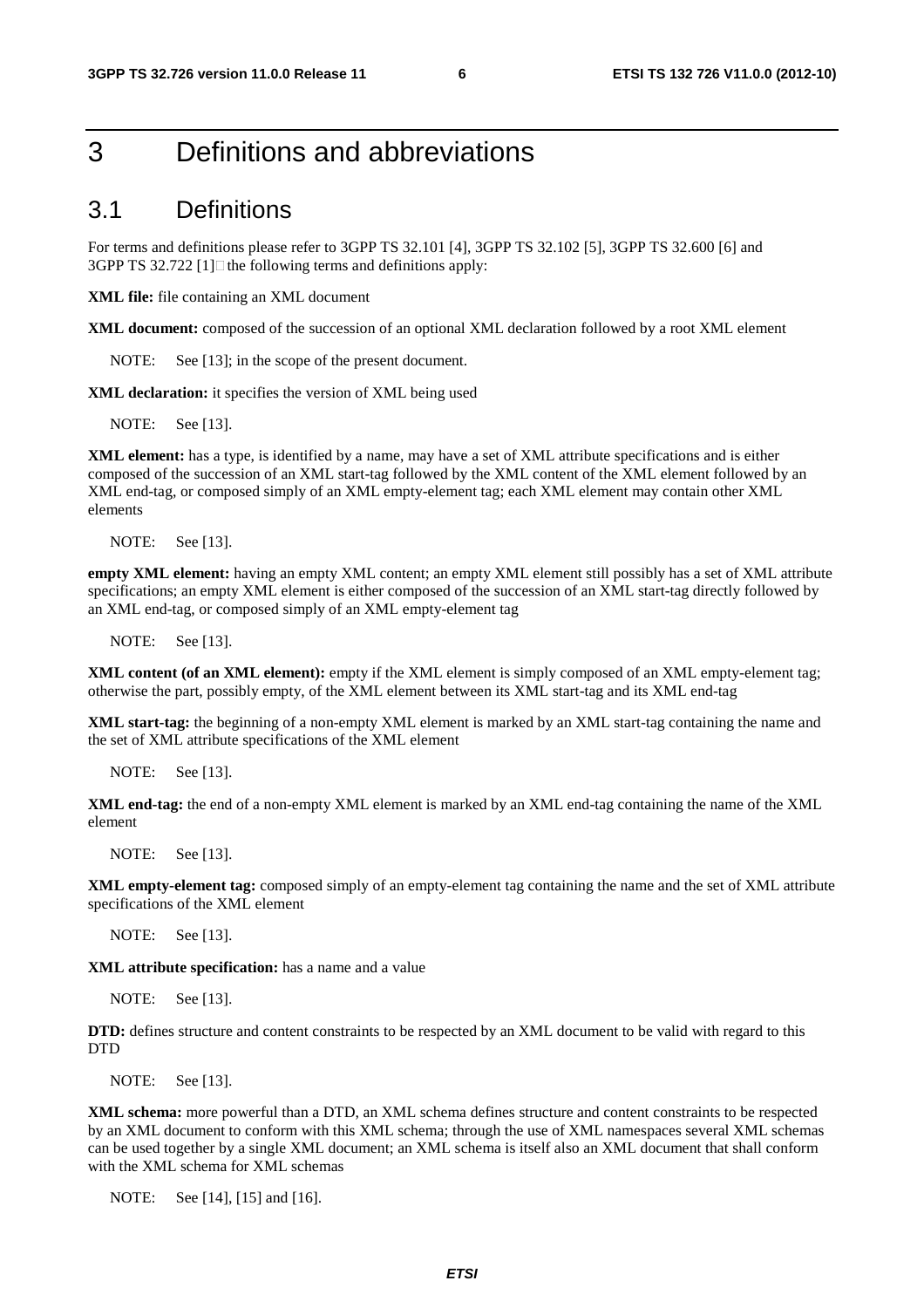# 3 Definitions and abbreviations

## 3.1 Definitions

For terms and definitions please refer to 3GPP TS 32.101 [4], 3GPP TS 32.102 [5], 3GPP TS 32.600 [6] and 3GPP TS 32.722 [1] the following terms and definitions apply:

**XML file:** file containing an XML document

**XML document:** composed of the succession of an optional XML declaration followed by a root XML element

NOTE: See [13]; in the scope of the present document.

**XML declaration:** it specifies the version of XML being used

NOTE: See [13].

**XML element:** has a type, is identified by a name, may have a set of XML attribute specifications and is either composed of the succession of an XML start-tag followed by the XML content of the XML element followed by an XML end-tag, or composed simply of an XML empty-element tag; each XML element may contain other XML elements

NOTE: See [13].

**empty XML element:** having an empty XML content; an empty XML element still possibly has a set of XML attribute specifications; an empty XML element is either composed of the succession of an XML start-tag directly followed by an XML end-tag, or composed simply of an XML empty-element tag

NOTE: See [13].

**XML content (of an XML element):** empty if the XML element is simply composed of an XML empty-element tag; otherwise the part, possibly empty, of the XML element between its XML start-tag and its XML end-tag

**XML start-tag:** the beginning of a non-empty XML element is marked by an XML start-tag containing the name and the set of XML attribute specifications of the XML element

NOTE: See [13].

**XML end-tag:** the end of a non-empty XML element is marked by an XML end-tag containing the name of the XML element

NOTE: See [13].

**XML empty-element tag:** composed simply of an empty-element tag containing the name and the set of XML attribute specifications of the XML element

NOTE: See [13].

**XML attribute specification:** has a name and a value

NOTE: See [13].

**DTD:** defines structure and content constraints to be respected by an XML document to be valid with regard to this DTD

NOTE: See [13].

**XML schema:** more powerful than a DTD, an XML schema defines structure and content constraints to be respected by an XML document to conform with this XML schema; through the use of XML namespaces several XML schemas can be used together by a single XML document; an XML schema is itself also an XML document that shall conform with the XML schema for XML schemas

NOTE: See [14], [15] and [16].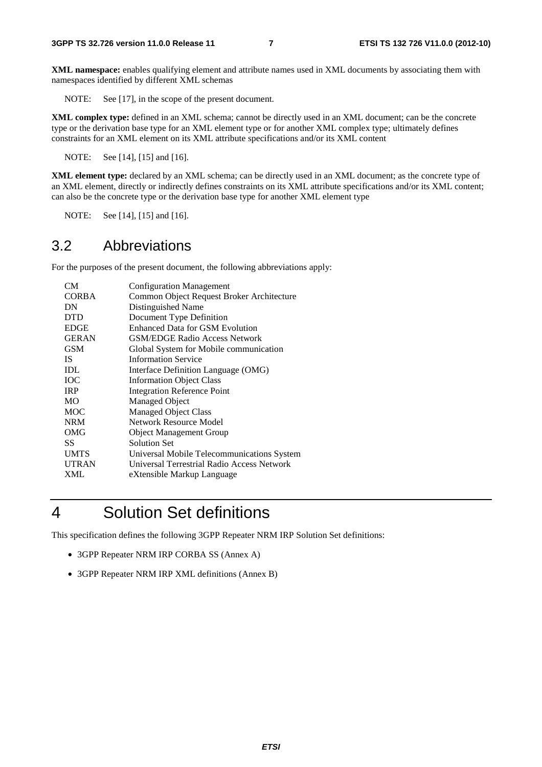**XML namespace:** enables qualifying element and attribute names used in XML documents by associating them with namespaces identified by different XML schemas

NOTE: See [17], in the scope of the present document.

**XML complex type:** defined in an XML schema; cannot be directly used in an XML document; can be the concrete type or the derivation base type for an XML element type or for another XML complex type; ultimately defines constraints for an XML element on its XML attribute specifications and/or its XML content

NOTE: See [14], [15] and [16].

**XML element type:** declared by an XML schema; can be directly used in an XML document; as the concrete type of an XML element, directly or indirectly defines constraints on its XML attribute specifications and/or its XML content; can also be the concrete type or the derivation base type for another XML element type

NOTE: See [14], [15] and [16].

## 3.2 Abbreviations

For the purposes of the present document, the following abbreviations apply:

| | |
|---|---|
| CM | Configuration Management |
| CORBA | Common Object Request Broker Architecture |
| DN | Distinguished Name |
| DTD | Document Type Definition |
| EDGE | Enhanced Data for GSM Evolution |
| GERAN | GSM/EDGE Radio Access Network |
| GSM | Global System for Mobile communication |
| IS | Information Service |
| IDL | Interface Definition Language (OMG) |
| IOC | Information Object Class |
| IRP | Integration Reference Point |
| MO | Managed Object |
| MOC | Managed Object Class |
| NRM | Network Resource Model |
| OMG | Object Management Group |
| SS | Solution Set |
| UMTS | Universal Mobile Telecommunications System |
| UTRAN | Universal Terrestrial Radio Access Network |
| XML | eXtensible Markup Language |

# 4 Solution Set definitions

This specification defines the following 3GPP Repeater NRM IRP Solution Set definitions:

- 3GPP Repeater NRM IRP CORBA SS (Annex A)
- 3GPP Repeater NRM IRP XML definitions (Annex B)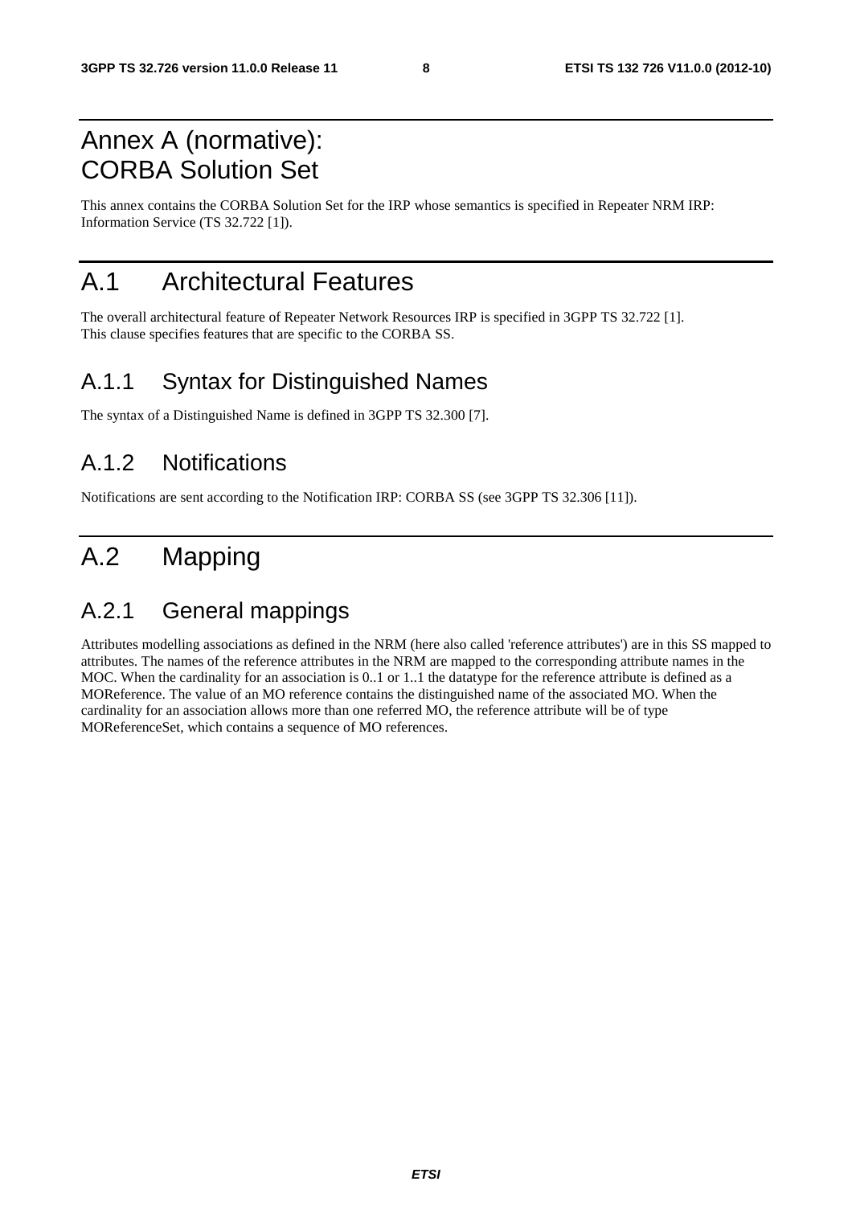# Annex A (normative): CORBA Solution Set

This annex contains the CORBA Solution Set for the IRP whose semantics is specified in Repeater NRM IRP: Information Service (TS 32.722 [1]).

# A.1 Architectural Features

The overall architectural feature of Repeater Network Resources IRP is specified in 3GPP TS 32.722 [1]. This clause specifies features that are specific to the CORBA SS.

## A.1.1 Syntax for Distinguished Names

The syntax of a Distinguished Name is defined in 3GPP TS 32.300 [7].

## A.1.2 Notifications

Notifications are sent according to the Notification IRP: CORBA SS (see 3GPP TS 32.306 [11]).

# A.2 Mapping

## A.2.1 General mappings

Attributes modelling associations as defined in the NRM (here also called 'reference attributes') are in this SS mapped to attributes. The names of the reference attributes in the NRM are mapped to the corresponding attribute names in the MOC. When the cardinality for an association is 0..1 or 1..1 the datatype for the reference attribute is defined as a MOReference. The value of an MO reference contains the distinguished name of the associated MO. When the cardinality for an association allows more than one referred MO, the reference attribute will be of type MOReferenceSet, which contains a sequence of MO references.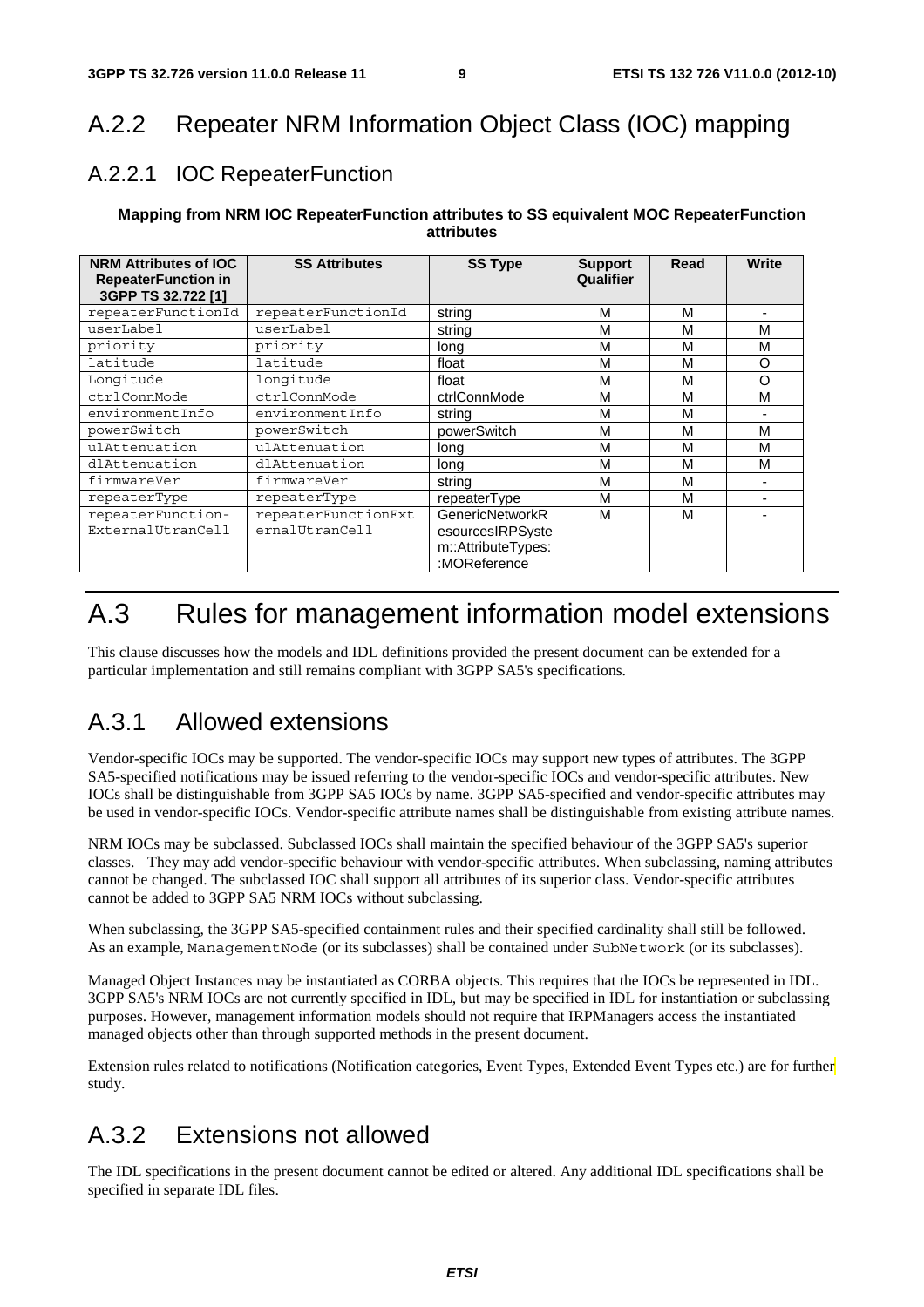## A.2.2 Repeater NRM Information Object Class (IOC) mapping

### A.2.2.1 IOC RepeaterFunction

**Mapping from NRM IOC RepeaterFunction attributes to SS equivalent MOC RepeaterFunction attributes**

| NRM Attributes of IOC RepeaterFunction in 3GPP TS 32.722 [1] | SS Attributes | SS Type | Support Qualifier | Read | Write |
|---|---|---|---|---|---|
| repeaterFunctionId | repeaterFunctionId | string | M | M | - |
| userLabel | userLabel | string | M | M | M |
| priority | priority | long | M | M | M |
| latitude | latitude | float | M | M | O |
| Longitude | longitude | float | M | M | O |
| ctrlConnMode | ctrlConnMode | ctrlConnMode | M | M | M |
| environmentInfo | environmentInfo | string | M | M | - |
| powerSwitch | powerSwitch | powerSwitch | M | M | M |
| ulAttenuation | ulAttenuation | long | M | M | M |
| dlAttenuation | dlAttenuation | long | M | M | M |
| firmwareVer | firmwareVer | string | M | M | - |
| repeaterType | repeaterType | repeaterType | M | M | - |
| repeaterFunction-ExternalUtranCell | repeaterFunctionExternalUtranCell | GenericNetworkResourcesIRPSystem::AttributeTypes::MOReference | M | M | - |

# A.3 Rules for management information model extensions

This clause discusses how the models and IDL definitions provided the present document can be extended for a particular implementation and still remains compliant with 3GPP SA5's specifications.

## A.3.1 Allowed extensions

Vendor-specific IOCs may be supported. The vendor-specific IOCs may support new types of attributes. The 3GPP SA5-specified notifications may be issued referring to the vendor-specific IOCs and vendor-specific attributes. New IOCs shall be distinguishable from 3GPP SA5 IOCs by name. 3GPP SA5-specified and vendor-specific attributes may be used in vendor-specific IOCs. Vendor-specific attribute names shall be distinguishable from existing attribute names.

NRM IOCs may be subclassed. Subclassed IOCs shall maintain the specified behaviour of the 3GPP SA5's superior classes. They may add vendor-specific behaviour with vendor-specific attributes. When subclassing, naming attributes cannot be changed. The subclassed IOC shall support all attributes of its superior class. Vendor-specific attributes cannot be added to 3GPP SA5 NRM IOCs without subclassing.

When subclassing, the 3GPP SA5-specified containment rules and their specified cardinality shall still be followed. As an example, ManagementNode (or its subclasses) shall be contained under SubNetwork (or its subclasses).

Managed Object Instances may be instantiated as CORBA objects. This requires that the IOCs be represented in IDL. 3GPP SA5's NRM IOCs are not currently specified in IDL, but may be specified in IDL for instantiation or subclassing purposes. However, management information models should not require that IRPManagers access the instantiated managed objects other than through supported methods in the present document.

Extension rules related to notifications (Notification categories, Event Types, Extended Event Types etc.) are for further study.

## A.3.2 Extensions not allowed

The IDL specifications in the present document cannot be edited or altered. Any additional IDL specifications shall be specified in separate IDL files.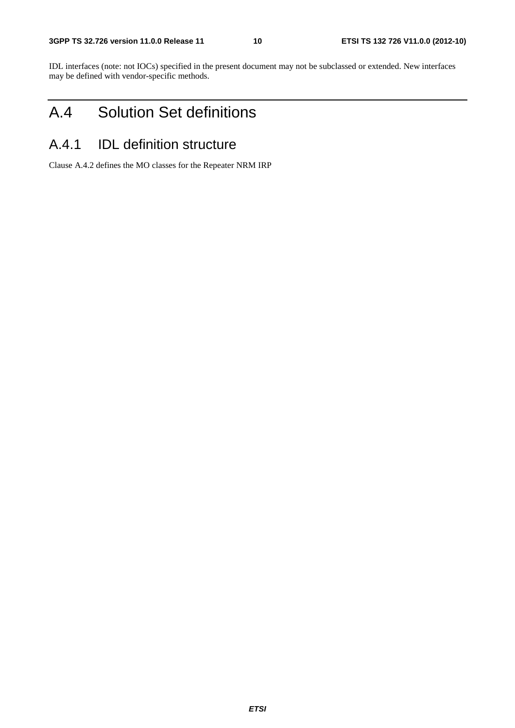IDL interfaces (note: not IOCs) specified in the present document may not be subclassed or extended. New interfaces may be defined with vendor-specific methods.

# A.4 Solution Set definitions

## A.4.1 IDL definition structure

Clause A.4.2 defines the MO classes for the Repeater NRM IRP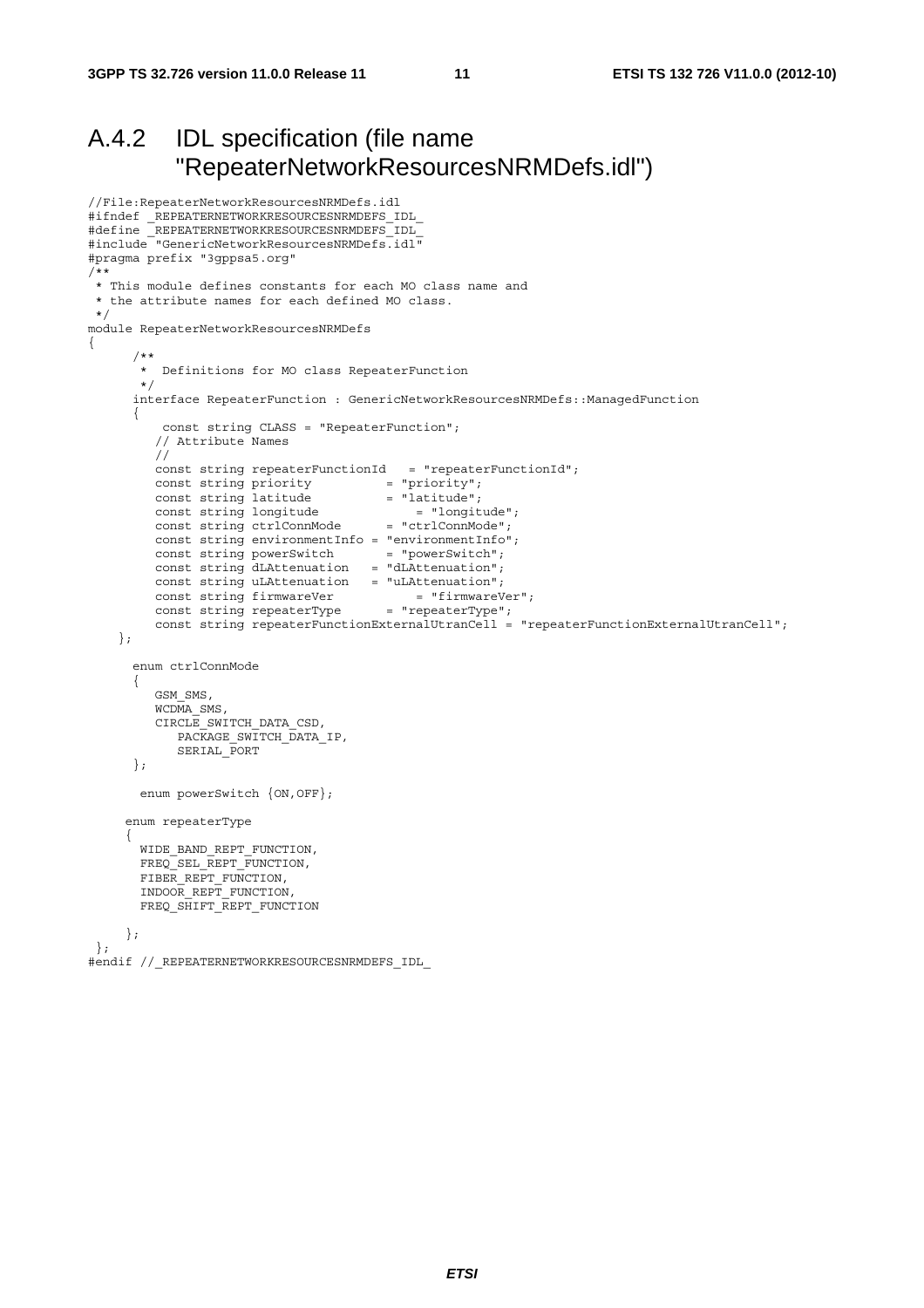## A.4.2 IDL specification (file name "RepeaterNetworkResourcesNRMDefs.idl")

```
//File:RepeaterNetworkResourcesNRMDefs.idl
#ifndef _REPEATERNETWORKRESOURCESNRMDEFS_IDL_
#define _REPEATERNETWORKRESOURCESNRMDEFS_IDL_
#include "GenericNetworkResourcesNRMDefs.idl"
#pragma prefix "3gppsa5.org"
/**
 * This module defines constants for each MO class name and
 * the attribute names for each defined MO class.
 */
module RepeaterNetworkResourcesNRMDefs
{
      /**
       *  Definitions for MO class RepeaterFunction
       */
      interface RepeaterFunction : GenericNetworkResourcesNRMDefs::ManagedFunction
      {
           const string CLASS = "RepeaterFunction";
         // Attribute Names
         //
         const string repeaterFunctionId   = "repeaterFunctionId";
         const string priority          = "priority";
         const string latitude          = "latitude";
         const string longitude             = "longitude";
         const string ctrlConnMode      = "ctrlConnMode";
         const string environmentInfo = "environmentInfo";
         const string powerSwitch       = "powerSwitch";
         const string dLAttenuation   = "dLAttenuation";
         const string uLAttenuation   = "uLAttenuation";
         const string firmwareVer            = "firmwareVer";
         const string repeaterType      = "repeaterType";
         const string repeaterFunctionExternalUtranCell = "repeaterFunctionExternalUtranCell";
    };

      enum ctrlConnMode
      {
         GSM_SMS,
         WCDMA_SMS,
         CIRCLE_SWITCH_DATA_CSD,
            PACKAGE_SWITCH_DATA_IP,
            SERIAL_PORT
      };

       enum powerSwitch {ON,OFF};

     enum repeaterType
     {
       WIDE_BAND_REPT_FUNCTION,
       FREQ_SEL_REPT_FUNCTION,
       FIBER_REPT_FUNCTION,
       INDOOR_REPT_FUNCTION,
       FREQ_SHIFT_REPT_FUNCTION

     };
 };
#endif //_REPEATERNETWORKRESOURCESNRMDEFS_IDL_
```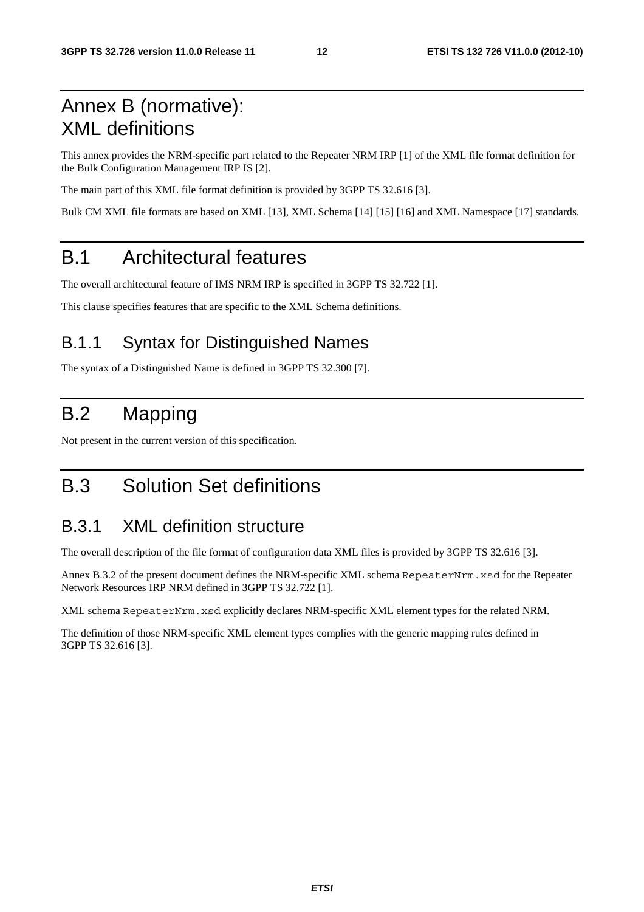# Annex B (normative): XML definitions

This annex provides the NRM-specific part related to the Repeater NRM IRP [1] of the XML file format definition for the Bulk Configuration Management IRP IS [2].

The main part of this XML file format definition is provided by 3GPP TS 32.616 [3].

Bulk CM XML file formats are based on XML [13], XML Schema [14] [15] [16] and XML Namespace [17] standards.

# B.1 Architectural features

The overall architectural feature of IMS NRM IRP is specified in 3GPP TS 32.722 [1].

This clause specifies features that are specific to the XML Schema definitions.

## B.1.1 Syntax for Distinguished Names

The syntax of a Distinguished Name is defined in 3GPP TS 32.300 [7].

# B.2 Mapping

Not present in the current version of this specification.

# B.3 Solution Set definitions

## B.3.1 XML definition structure

The overall description of the file format of configuration data XML files is provided by 3GPP TS 32.616 [3].

Annex B.3.2 of the present document defines the NRM-specific XML schema `RepeaterNrm.xsd` for the Repeater Network Resources IRP NRM defined in 3GPP TS 32.722 [1].

XML schema `RepeaterNrm.xsd` explicitly declares NRM-specific XML element types for the related NRM.

The definition of those NRM-specific XML element types complies with the generic mapping rules defined in 3GPP TS 32.616 [3].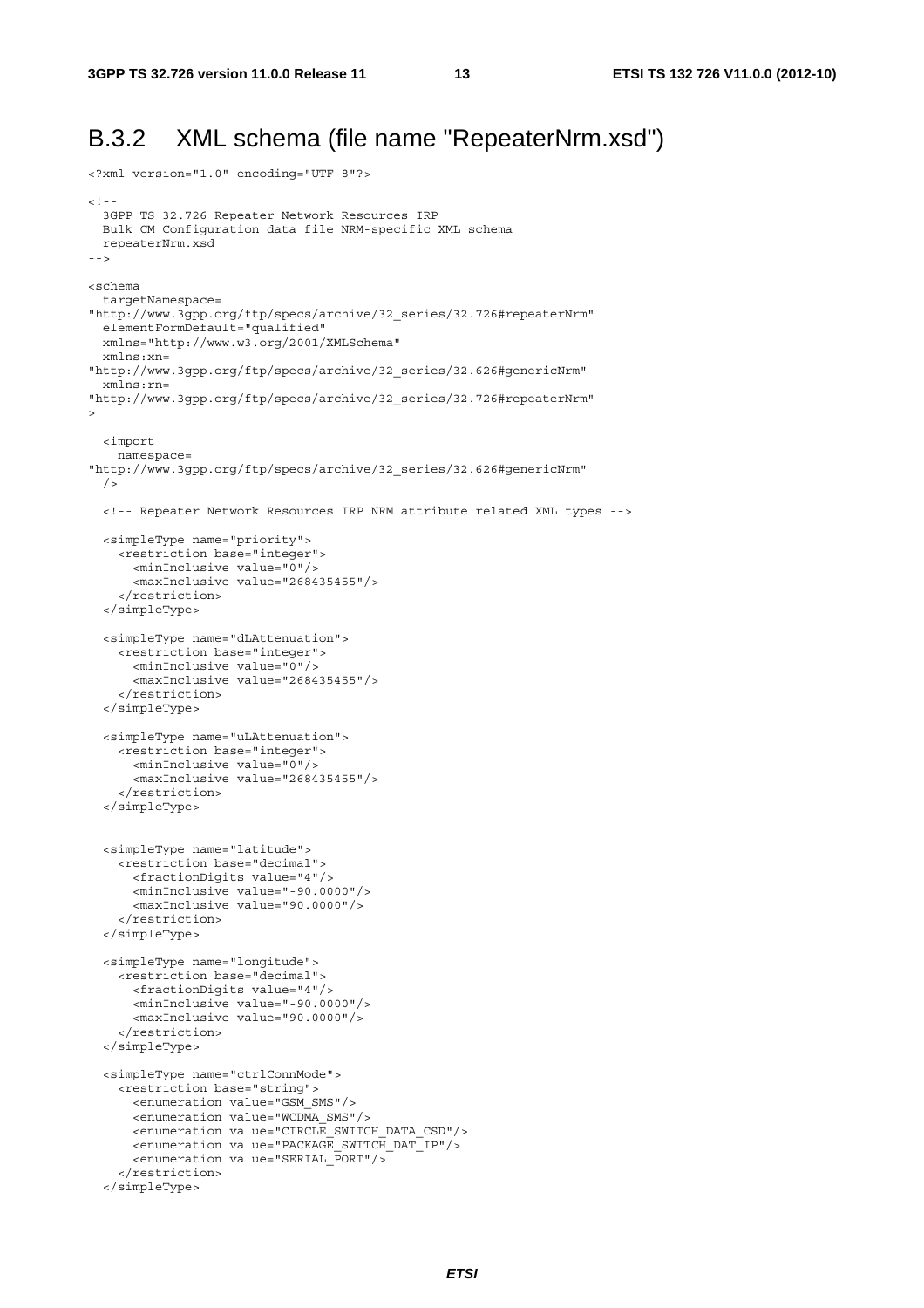## B.3.2 XML schema (file name "RepeaterNrm.xsd")

```
<?xml version="1.0" encoding="UTF-8"?>

<!--
  3GPP TS 32.726 Repeater Network Resources IRP
  Bulk CM Configuration data file NRM-specific XML schema
  repeaterNrm.xsd
-->

<schema
  targetNamespace=
"http://www.3gpp.org/ftp/specs/archive/32_series/32.726#repeaterNrm"
  elementFormDefault="qualified"
  xmlns="http://www.w3.org/2001/XMLSchema"
  xmlns:xn=
"http://www.3gpp.org/ftp/specs/archive/32_series/32.626#genericNrm"
  xmlns:rn=
"http://www.3gpp.org/ftp/specs/archive/32_series/32.726#repeaterNrm"
>

  <import
    namespace=
"http://www.3gpp.org/ftp/specs/archive/32_series/32.626#genericNrm"
  />

  <!-- Repeater Network Resources IRP NRM attribute related XML types -->

  <simpleType name="priority">
    <restriction base="integer">
      <minInclusive value="0"/>
      <maxInclusive value="268435455"/>
    </restriction>
  </simpleType>

  <simpleType name="dLAttenuation">
    <restriction base="integer">
      <minInclusive value="0"/>
      <maxInclusive value="268435455"/>
    </restriction>
  </simpleType>

  <simpleType name="uLAttenuation">
    <restriction base="integer">
      <minInclusive value="0"/>
      <maxInclusive value="268435455"/>
    </restriction>
  </simpleType>


  <simpleType name="latitude">
    <restriction base="decimal">
      <fractionDigits value="4"/>
      <minInclusive value="-90.0000"/>
      <maxInclusive value="90.0000"/>
    </restriction>
  </simpleType>

  <simpleType name="longitude">
    <restriction base="decimal">
      <fractionDigits value="4"/>
      <minInclusive value="-90.0000"/>
      <maxInclusive value="90.0000"/>
    </restriction>
  </simpleType>

  <simpleType name="ctrlConnMode">
    <restriction base="string">
      <enumeration value="GSM_SMS"/>
      <enumeration value="WCDMA_SMS"/>
      <enumeration value="CIRCLE_SWITCH_DATA_CSD"/>
      <enumeration value="PACKAGE_SWITCH_DAT_IP"/>
      <enumeration value="SERIAL_PORT"/>
    </restriction>
  </simpleType>
```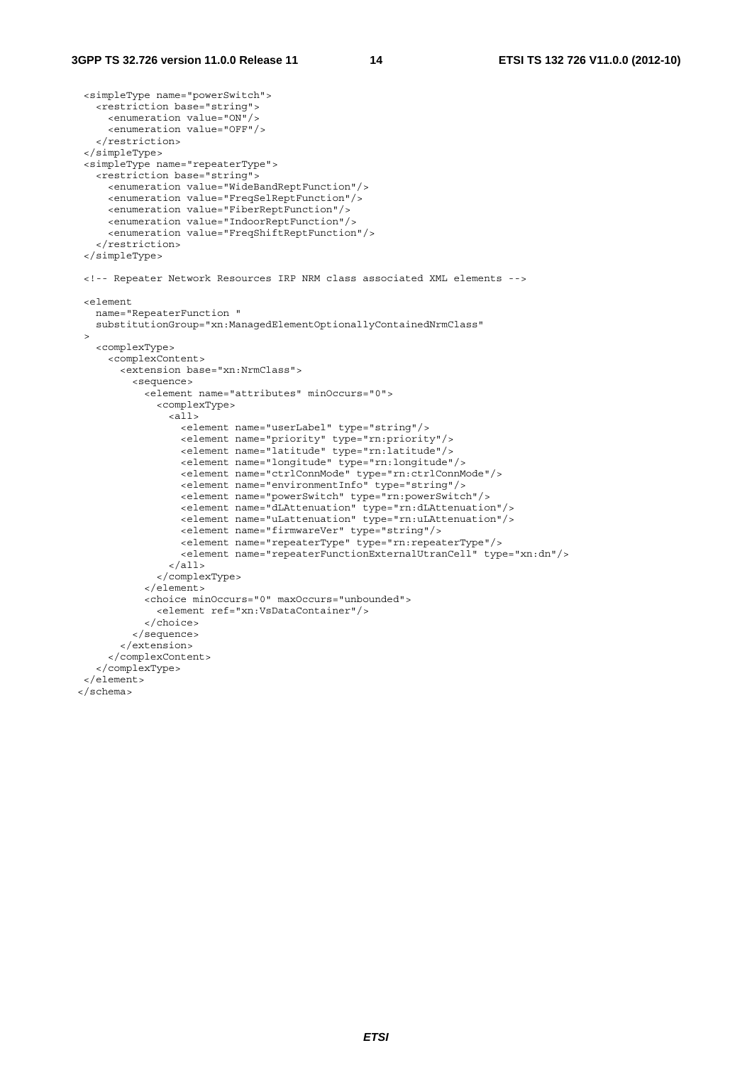```xml
  <simpleType name="powerSwitch">
    <restriction base="string">
      <enumeration value="ON"/>
      <enumeration value="OFF"/>
    </restriction>
  </simpleType>
  <simpleType name="repeaterType">
    <restriction base="string">
      <enumeration value="WideBandReptFunction"/>
      <enumeration value="FreqSelReptFunction"/>
      <enumeration value="FiberReptFunction"/>
      <enumeration value="IndoorReptFunction"/>
      <enumeration value="FreqShiftReptFunction"/>
    </restriction>
  </simpleType>

  <!-- Repeater Network Resources IRP NRM class associated XML elements -->

  <element
    name="RepeaterFunction "
    substitutionGroup="xn:ManagedElementOptionallyContainedNrmClass"
  >
    <complexType>
      <complexContent>
        <extension base="xn:NrmClass">
          <sequence>
            <element name="attributes" minOccurs="0">
              <complexType>
                <all>
                  <element name="userLabel" type="string"/>
                  <element name="priority" type="rn:priority"/>
                  <element name="latitude" type="rn:latitude"/>
                  <element name="longitude" type="rn:longitude"/>
                  <element name="ctrlConnMode" type="rn:ctrlConnMode"/>
                  <element name="environmentInfo" type="string"/>
                  <element name="powerSwitch" type="rn:powerSwitch"/>
                  <element name="dLAttenuation" type="rn:dLAttenuation"/>
                  <element name="uLattenuation" type="rn:uLAttenuation"/>
                  <element name="firmwareVer" type="string"/>
                  <element name="repeaterType" type="rn:repeaterType"/>
                  <element name="repeaterFunctionExternalUtranCell" type="xn:dn"/>
                </all>
              </complexType>
            </element>
            <choice minOccurs="0" maxOccurs="unbounded">
              <element ref="xn:VsDataContainer"/>
            </choice>
          </sequence>
        </extension>
      </complexContent>
    </complexType>
  </element>
</schema>
```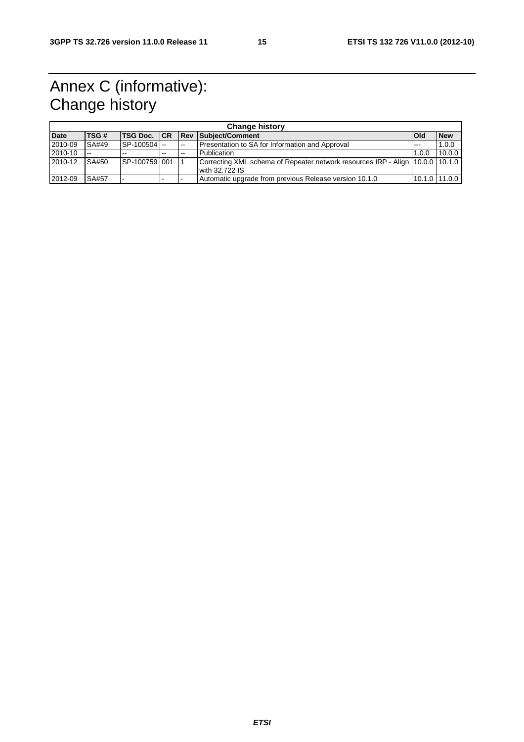# Annex C (informative): Change history

| Change history | | | | | | | |
|---|---|---|---|---|---|---|---|
| **Date** | **TSG #** | **TSG Doc.** | **CR** | **Rev** | **Subject/Comment** | **Old** | **New** |
| 2010-09 | SA#49 | SP-100504 | -- | -- | Presentation to SA for Information and Approval | --- | 1.0.0 |
| 2010-10 | -- | -- | -- | -- | Publication | 1.0.0 | 10.0.0 |
| 2010-12 | SA#50 | SP-100759 | 001 | 1 | Correcting XML schema of Repeater network resources IRP - Align with 32.722 IS | 10.0.0 | 10.1.0 |
| 2012-09 | SA#57 | - | - | - | Automatic upgrade from previous Release version 10.1.0 | 10.1.0 | 11.0.0 |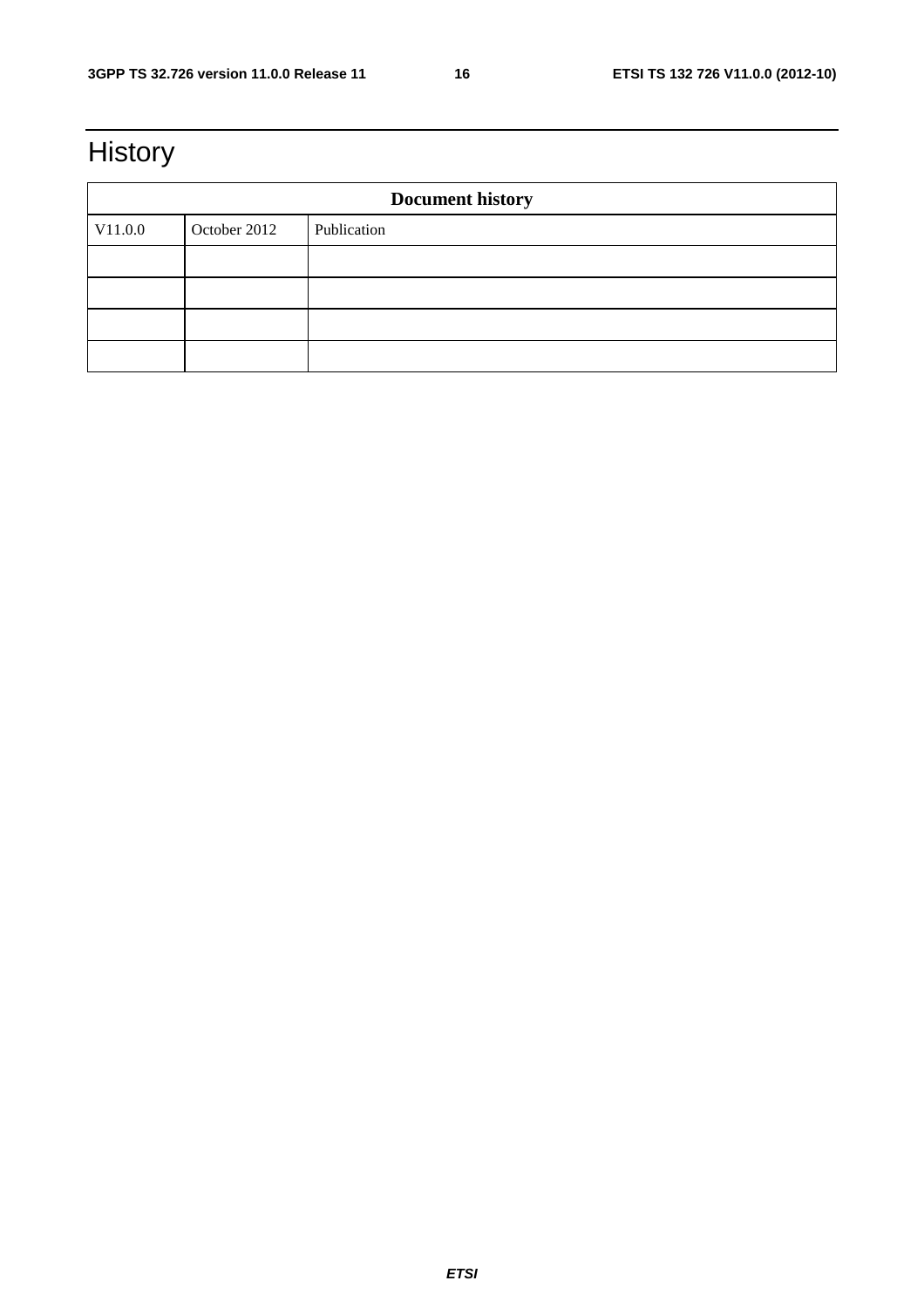# History

| Document history | | |
|---|---|---|
| V11.0.0 | October 2012 | Publication |
| | | |
| | | |
| | | |
| | | |